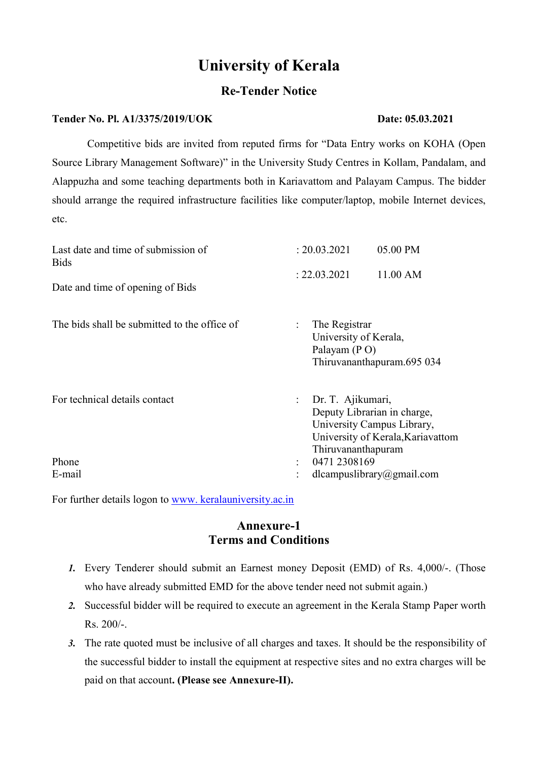# University of Kerala

## Re-Tender Notice

**Tender No. Pl. A1/3375/2019/UOK** **Date: 05.03.2021**

Competitive bids are invited from reputed firms for "Data Entry works on KOHA (Open Source Library Management Software)" in the University Study Centres in Kollam, Pandalam, and Alappuzha and some teaching departments both in Kariavattom and Palayam Campus. The bidder should arrange the required infrastructure facilities like computer/laptop, mobile Internet devices, etc.

| | | |
|---|---|---|
| Last date and time of submission of Bids | : 20.03.2021 | 05.00 PM |
| Date and time of opening of Bids | : 22.03.2021 | 11.00 AM |

The bids shall be submitted to the office of : The Registrar
University of Kerala,
Palayam (P O)
Thiruvananthapuram.695 034

For technical details contact : Dr. T. Ajikumari,
Deputy Librarian in charge,
University Campus Library,
University of Kerala,Kariavattom
Thiruvananthapuram

Phone : 0471 2308169
E-mail : dlcampuslibrary@gmail.com

For further details logon to www. keralauniversity.ac.in

## Annexure-1
## Terms and Conditions

1. Every Tenderer should submit an Earnest money Deposit (EMD) of Rs. 4,000/-. (Those who have already submitted EMD for the above tender need not submit again.)
2. Successful bidder will be required to execute an agreement in the Kerala Stamp Paper worth Rs. 200/-.
3. The rate quoted must be inclusive of all charges and taxes. It should be the responsibility of the successful bidder to install the equipment at respective sites and no extra charges will be paid on that account**. (Please see Annexure-II).**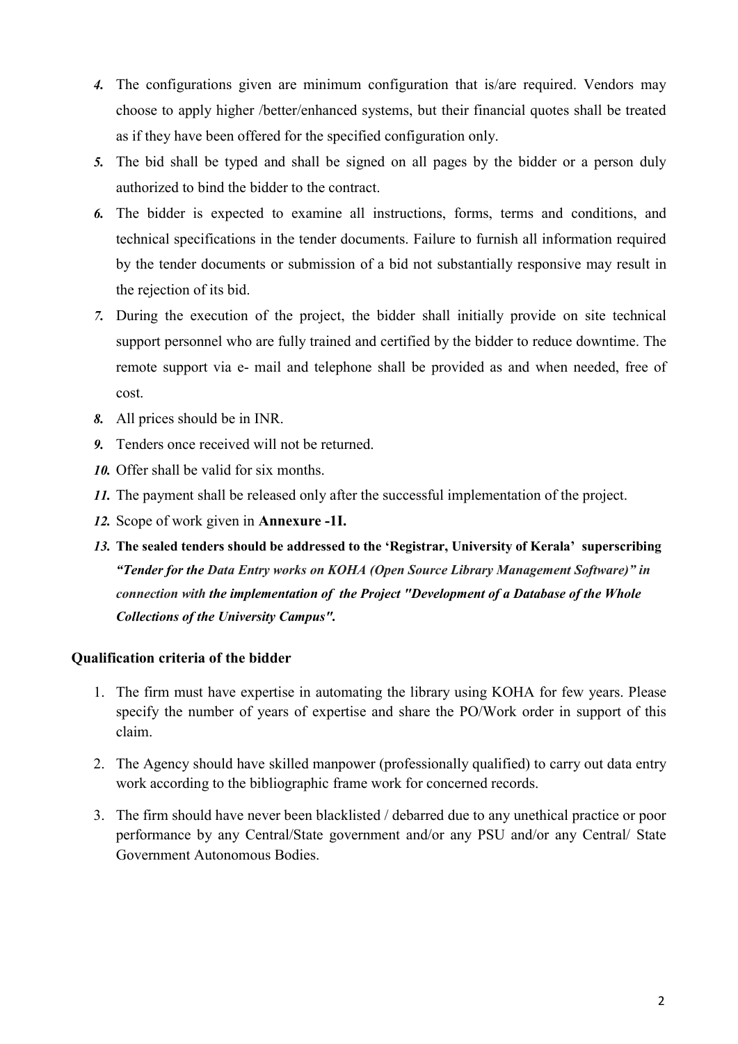4. The configurations given are minimum configuration that is/are required. Vendors may choose to apply higher /better/enhanced systems, but their financial quotes shall be treated as if they have been offered for the specified configuration only.
5. The bid shall be typed and shall be signed on all pages by the bidder or a person duly authorized to bind the bidder to the contract.
6. The bidder is expected to examine all instructions, forms, terms and conditions, and technical specifications in the tender documents. Failure to furnish all information required by the tender documents or submission of a bid not substantially responsive may result in the rejection of its bid.
7. During the execution of the project, the bidder shall initially provide on site technical support personnel who are fully trained and certified by the bidder to reduce downtime. The remote support via e- mail and telephone shall be provided as and when needed, free of cost.
8. All prices should be in INR.
9. Tenders once received will not be returned.
10. Offer shall be valid for six months.
11. The payment shall be released only after the successful implementation of the project.
12. Scope of work given in **Annexure -1I.**
13. **The sealed tenders should be addressed to the 'Registrar, University of Kerala' superscribing *"Tender for the Data Entry works on KOHA (Open Source Library Management Software)" in connection with the implementation of the Project "Development of a Database of the Whole Collections of the University Campus".***

**Qualification criteria of the bidder**

1. The firm must have expertise in automating the library using KOHA for few years. Please specify the number of years of expertise and share the PO/Work order in support of this claim.
2. The Agency should have skilled manpower (professionally qualified) to carry out data entry work according to the bibliographic frame work for concerned records.
3. The firm should have never been blacklisted / debarred due to any unethical practice or poor performance by any Central/State government and/or any PSU and/or any Central/ State Government Autonomous Bodies.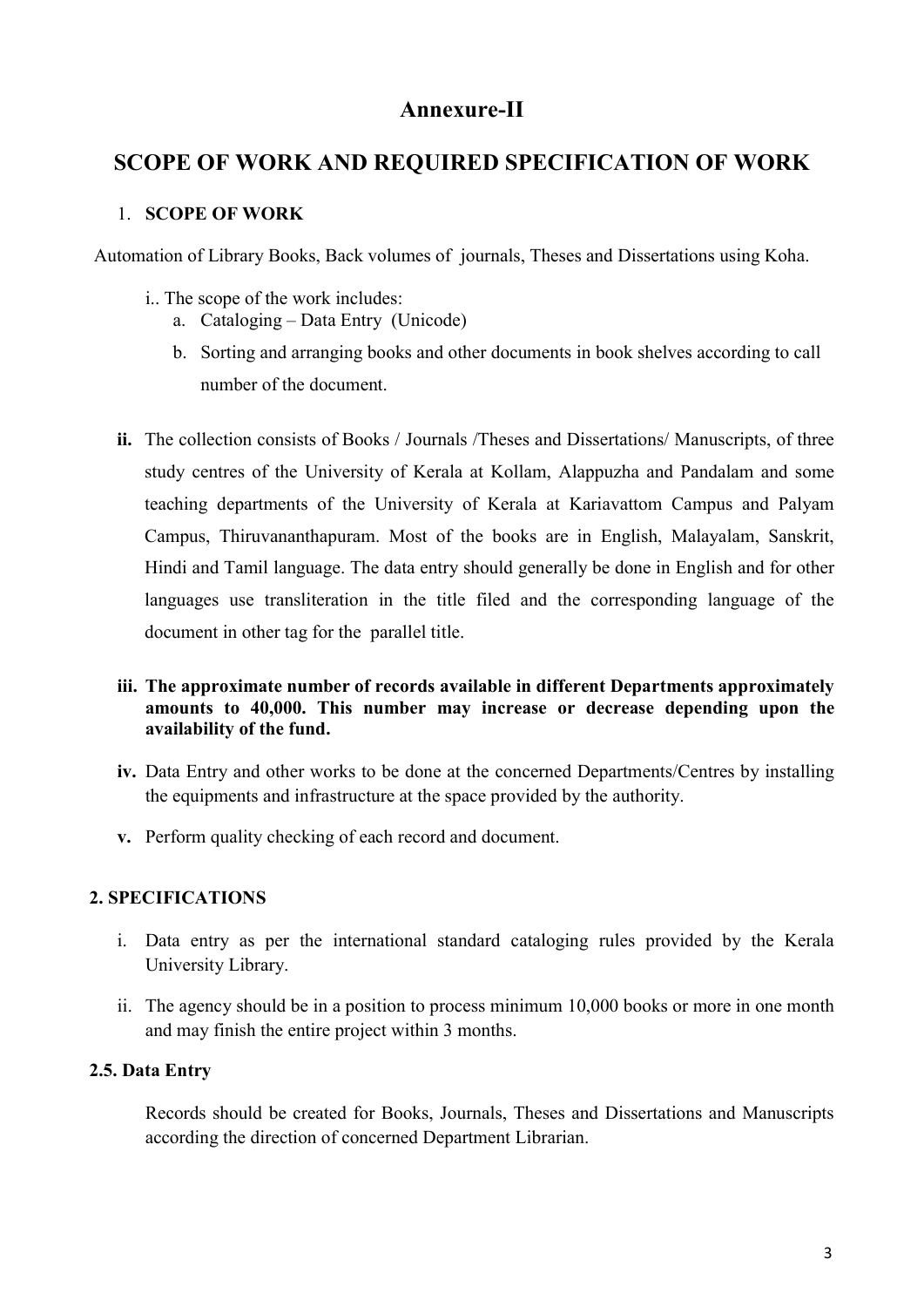# Annexure-II

## SCOPE OF WORK AND REQUIRED SPECIFICATION OF WORK

1. **SCOPE OF WORK**

Automation of Library Books, Back volumes of journals, Theses and Dissertations using Koha.

i.. The scope of the work includes:

a. Cataloging – Data Entry (Unicode)

b. Sorting and arranging books and other documents in book shelves according to call number of the document.

**ii.** The collection consists of Books / Journals /Theses and Dissertations/ Manuscripts, of three study centres of the University of Kerala at Kollam, Alappuzha and Pandalam and some teaching departments of the University of Kerala at Kariavattom Campus and Palyam Campus, Thiruvananthapuram. Most of the books are in English, Malayalam, Sanskrit, Hindi and Tamil language. The data entry should generally be done in English and for other languages use transliteration in the title filed and the corresponding language of the document in other tag for the parallel title.

**iii. The approximate number of records available in different Departments approximately amounts to 40,000. This number may increase or decrease depending upon the availability of the fund.**

**iv.** Data Entry and other works to be done at the concerned Departments/Centres by installing the equipments and infrastructure at the space provided by the authority.

**v.** Perform quality checking of each record and document.

**2. SPECIFICATIONS**

i. Data entry as per the international standard cataloging rules provided by the Kerala University Library.

ii. The agency should be in a position to process minimum 10,000 books or more in one month and may finish the entire project within 3 months.

**2.5. Data Entry**

Records should be created for Books, Journals, Theses and Dissertations and Manuscripts according the direction of concerned Department Librarian.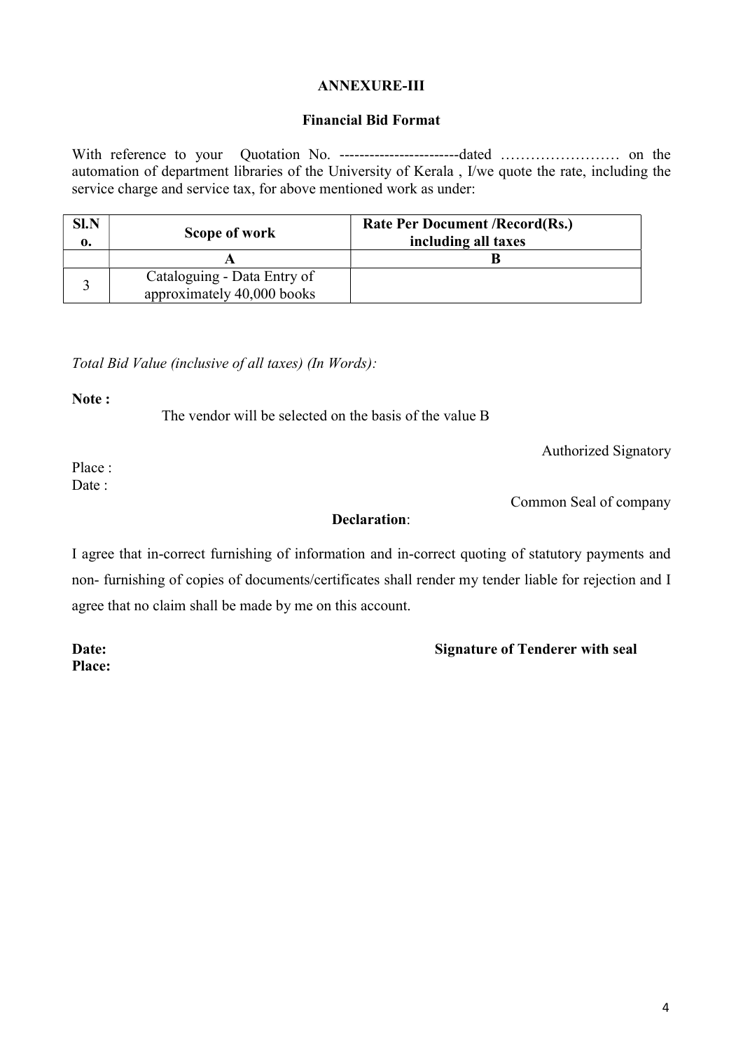**ANNEXURE-III**

**Financial Bid Format**

With reference to your Quotation No. ------------------------dated …………………… on the automation of department libraries of the University of Kerala , I/we quote the rate, including the service charge and service tax, for above mentioned work as under:

| **Sl.No.** | **Scope of work** | **Rate Per Document /Record(Rs.) including all taxes** |
|---|---|---|
| | **A** | **B** |
| 3 | Cataloguing - Data Entry of approximately 40,000 books | |

*Total Bid Value (inclusive of all taxes) (In Words):*

**Note :**

The vendor will be selected on the basis of the value B

Authorized Signatory

Place :
Date :

Common Seal of company

**Declaration**:

I agree that in-correct furnishing of information and in-correct quoting of statutory payments and non- furnishing of copies of documents/certificates shall render my tender liable for rejection and I agree that no claim shall be made by me on this account.

**Date:**
**Place:**

**Signature of Tenderer with seal**